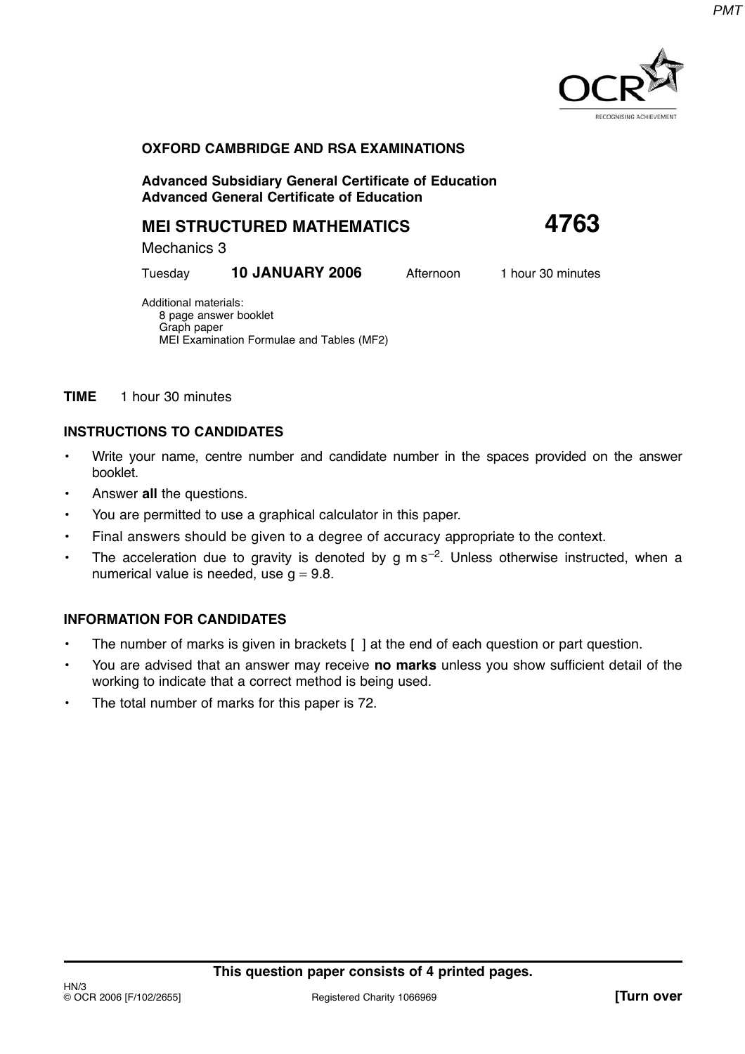**OXFORD CAMBRIDGE AND RSA EXAMINATIONS**

**Advanced Subsidiary General Certificate of Education**
**Advanced General Certificate of Education**

# MEI STRUCTURED MATHEMATICS 4763

Mechanics 3

Tuesday **10 JANUARY 2006** Afternoon 1 hour 30 minutes

Additional materials:
8 page answer booklet
Graph paper
MEI Examination Formulae and Tables (MF2)

**TIME** 1 hour 30 minutes

## INSTRUCTIONS TO CANDIDATES

- Write your name, centre number and candidate number in the spaces provided on the answer booklet.
- Answer **all** the questions.
- You are permitted to use a graphical calculator in this paper.
- Final answers should be given to a degree of accuracy appropriate to the context.
- The acceleration due to gravity is denoted by $g\,\text{m}\,\text{s}^{-2}$. Unless otherwise instructed, when a numerical value is needed, use $g = 9.8$.

## INFORMATION FOR CANDIDATES

- The number of marks is given in brackets [ ] at the end of each question or part question.
- You are advised that an answer may receive **no marks** unless you show sufficient detail of the working to indicate that a correct method is being used.
- The total number of marks for this paper is 72.

**This question paper consists of 4 printed pages.**

HN/3
© OCR 2006 [F/102/2655] Registered Charity 1066969 **[Turn over**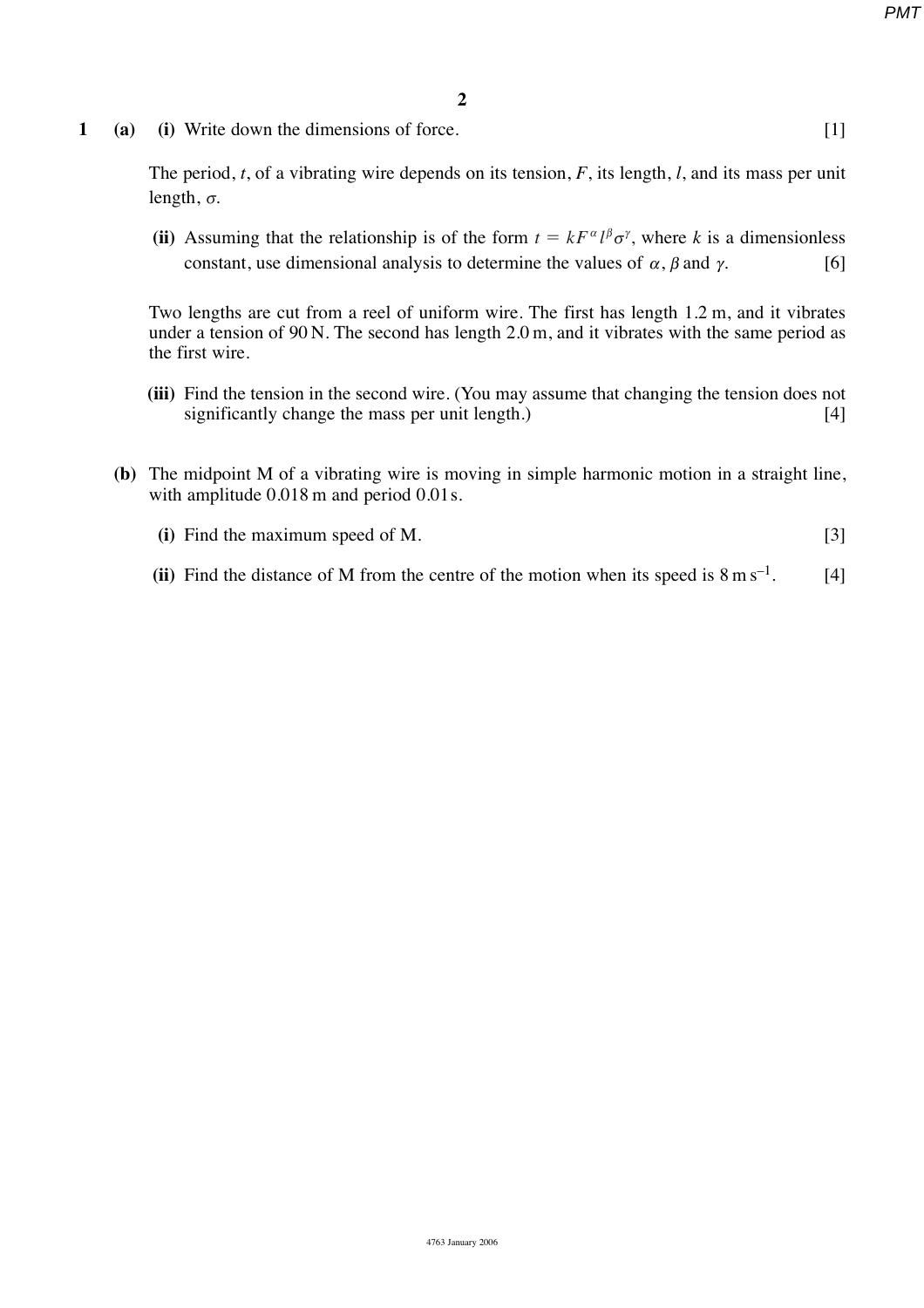**1 (a) (i)** Write down the dimensions of force. [1]

The period, $t$, of a vibrating wire depends on its tension, $F$, its length, $l$, and its mass per unit length, $\sigma$.

**(ii)** Assuming that the relationship is of the form $t = kF^{\alpha}l^{\beta}\sigma^{\gamma}$, where $k$ is a dimensionless constant, use dimensional analysis to determine the values of $\alpha$, $\beta$ and $\gamma$. [6]

Two lengths are cut from a reel of uniform wire. The first has length 1.2 m, and it vibrates under a tension of 90 N. The second has length 2.0 m, and it vibrates with the same period as the first wire.

**(iii)** Find the tension in the second wire. (You may assume that changing the tension does not significantly change the mass per unit length.) [4]

**(b)** The midpoint M of a vibrating wire is moving in simple harmonic motion in a straight line, with amplitude 0.018 m and period 0.01 s.

**(i)** Find the maximum speed of M. [3]

**(ii)** Find the distance of M from the centre of the motion when its speed is $8\,\text{m}\,\text{s}^{-1}$. [4]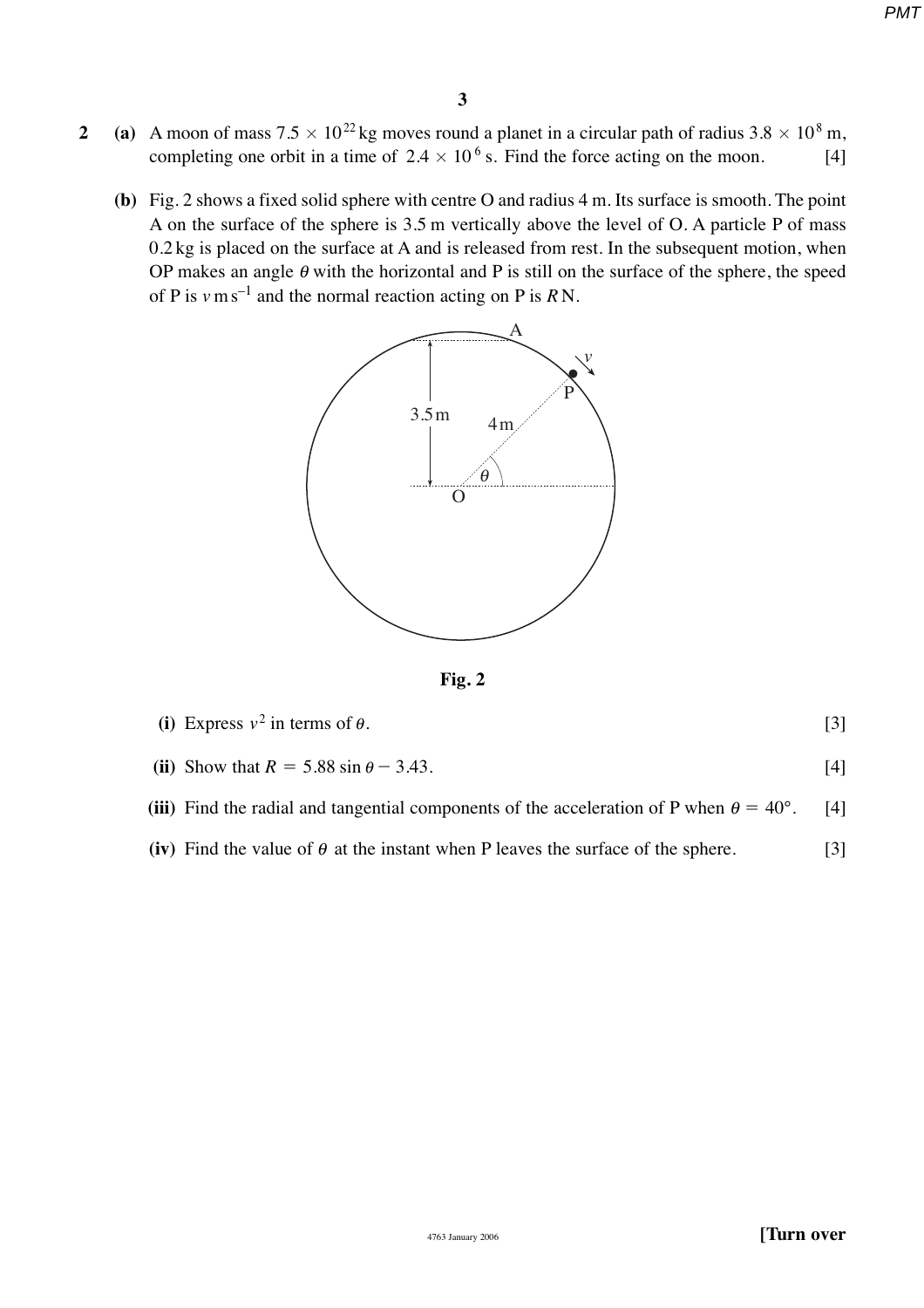**2** **(a)** A moon of mass $7.5 \times 10^{22}$ kg moves round a planet in a circular path of radius $3.8 \times 10^{8}$ m, completing one orbit in a time of $2.4 \times 10^{6}$ s. Find the force acting on the moon. [4]

**(b)** Fig. 2 shows a fixed solid sphere with centre O and radius 4 m. Its surface is smooth. The point A on the surface of the sphere is 3.5 m vertically above the level of O. A particle P of mass 0.2 kg is placed on the surface at A and is released from rest. In the subsequent motion, when OP makes an angle $\theta$ with the horizontal and P is still on the surface of the sphere, the speed of P is $v$ m s$^{-1}$ and the normal reaction acting on P is $R$ N.

**Fig. 2**

**(i)** Express $v^2$ in terms of $\theta$. [3]

**(ii)** Show that $R = 5.88 \sin\theta - 3.43$. [4]

**(iii)** Find the radial and tangential components of the acceleration of P when $\theta = 40°$. [4]

**(iv)** Find the value of $\theta$ at the instant when P leaves the surface of the sphere. [3]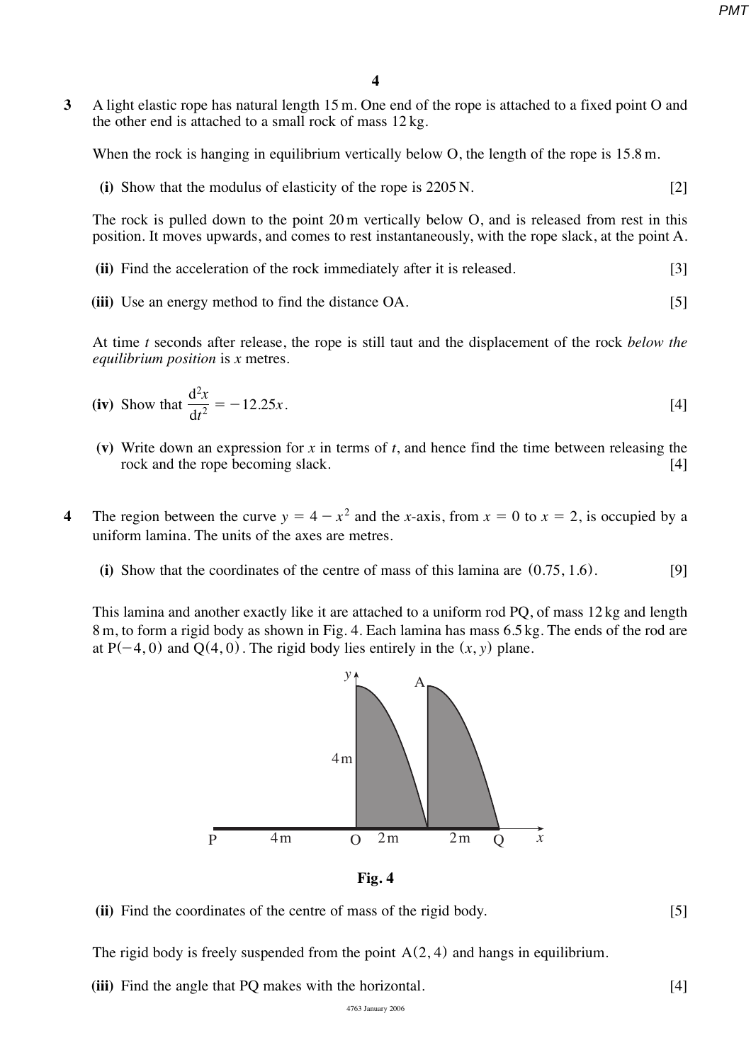**3** A light elastic rope has natural length 15 m. One end of the rope is attached to a fixed point O and the other end is attached to a small rock of mass 12 kg.

When the rock is hanging in equilibrium vertically below O, the length of the rope is 15.8 m.

**(i)** Show that the modulus of elasticity of the rope is 2205 N. [2]

The rock is pulled down to the point 20 m vertically below O, and is released from rest in this position. It moves upwards, and comes to rest instantaneously, with the rope slack, at the point A.

**(ii)** Find the acceleration of the rock immediately after it is released. [3]

**(iii)** Use an energy method to find the distance OA. [5]

At time $t$ seconds after release, the rope is still taut and the displacement of the rock *below the equilibrium position* is $x$ metres.

**(iv)** Show that $\dfrac{\mathrm{d}^2x}{\mathrm{d}t^2} = -12.25x$. [4]

**(v)** Write down an expression for $x$ in terms of $t$, and hence find the time between releasing the rock and the rope becoming slack. [4]

**4** The region between the curve $y = 4 - x^2$ and the $x$-axis, from $x = 0$ to $x = 2$, is occupied by a uniform lamina. The units of the axes are metres.

**(i)** Show that the coordinates of the centre of mass of this lamina are $(0.75, 1.6)$. [9]

This lamina and another exactly like it are attached to a uniform rod PQ, of mass 12 kg and length 8 m, to form a rigid body as shown in Fig. 4. Each lamina has mass 6.5 kg. The ends of the rod are at P$(-4, 0)$ and Q$(4, 0)$. The rigid body lies entirely in the $(x, y)$ plane.

y
A
4m
P
4m
O
2m
2m
Q
x

**Fig. 4**

**(ii)** Find the coordinates of the centre of mass of the rigid body. [5]

The rigid body is freely suspended from the point A$(2, 4)$ and hangs in equilibrium.

**(iii)** Find the angle that PQ makes with the horizontal. [4]